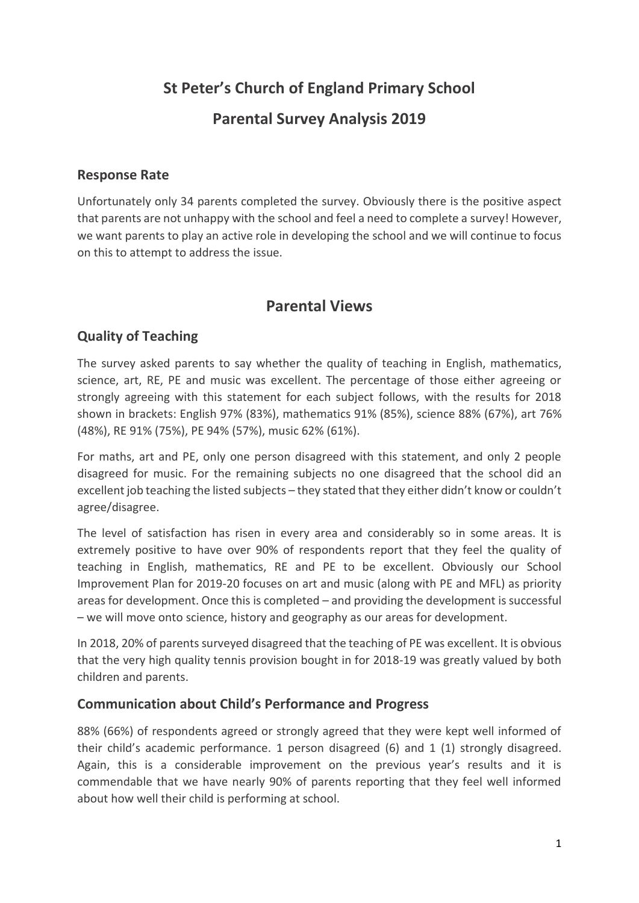# St Peter's Church of England Primary School

# Parental Survey Analysis 2019

## Response Rate

Unfortunately only 34 parents completed the survey. Obviously there is the positive aspect that parents are not unhappy with the school and feel a need to complete a survey! However, we want parents to play an active role in developing the school and we will continue to focus on this to attempt to address the issue.

# Parental Views

## Quality of Teaching

The survey asked parents to say whether the quality of teaching in English, mathematics, science, art, RE, PE and music was excellent. The percentage of those either agreeing or strongly agreeing with this statement for each subject follows, with the results for 2018 shown in brackets: English 97% (83%), mathematics 91% (85%), science 88% (67%), art 76% (48%), RE 91% (75%), PE 94% (57%), music 62% (61%).

For maths, art and PE, only one person disagreed with this statement, and only 2 people disagreed for music. For the remaining subjects no one disagreed that the school did an excellent job teaching the listed subjects – they stated that they either didn't know or couldn't agree/disagree.

The level of satisfaction has risen in every area and considerably so in some areas. It is extremely positive to have over 90% of respondents report that they feel the quality of teaching in English, mathematics, RE and PE to be excellent. Obviously our School Improvement Plan for 2019-20 focuses on art and music (along with PE and MFL) as priority areas for development. Once this is completed – and providing the development is successful – we will move onto science, history and geography as our areas for development.

In 2018, 20% of parents surveyed disagreed that the teaching of PE was excellent. It is obvious that the very high quality tennis provision bought in for 2018-19 was greatly valued by both children and parents.

## Communication about Child's Performance and Progress

88% (66%) of respondents agreed or strongly agreed that they were kept well informed of their child's academic performance. 1 person disagreed (6) and 1 (1) strongly disagreed. Again, this is a considerable improvement on the previous year's results and it is commendable that we have nearly 90% of parents reporting that they feel well informed about how well their child is performing at school.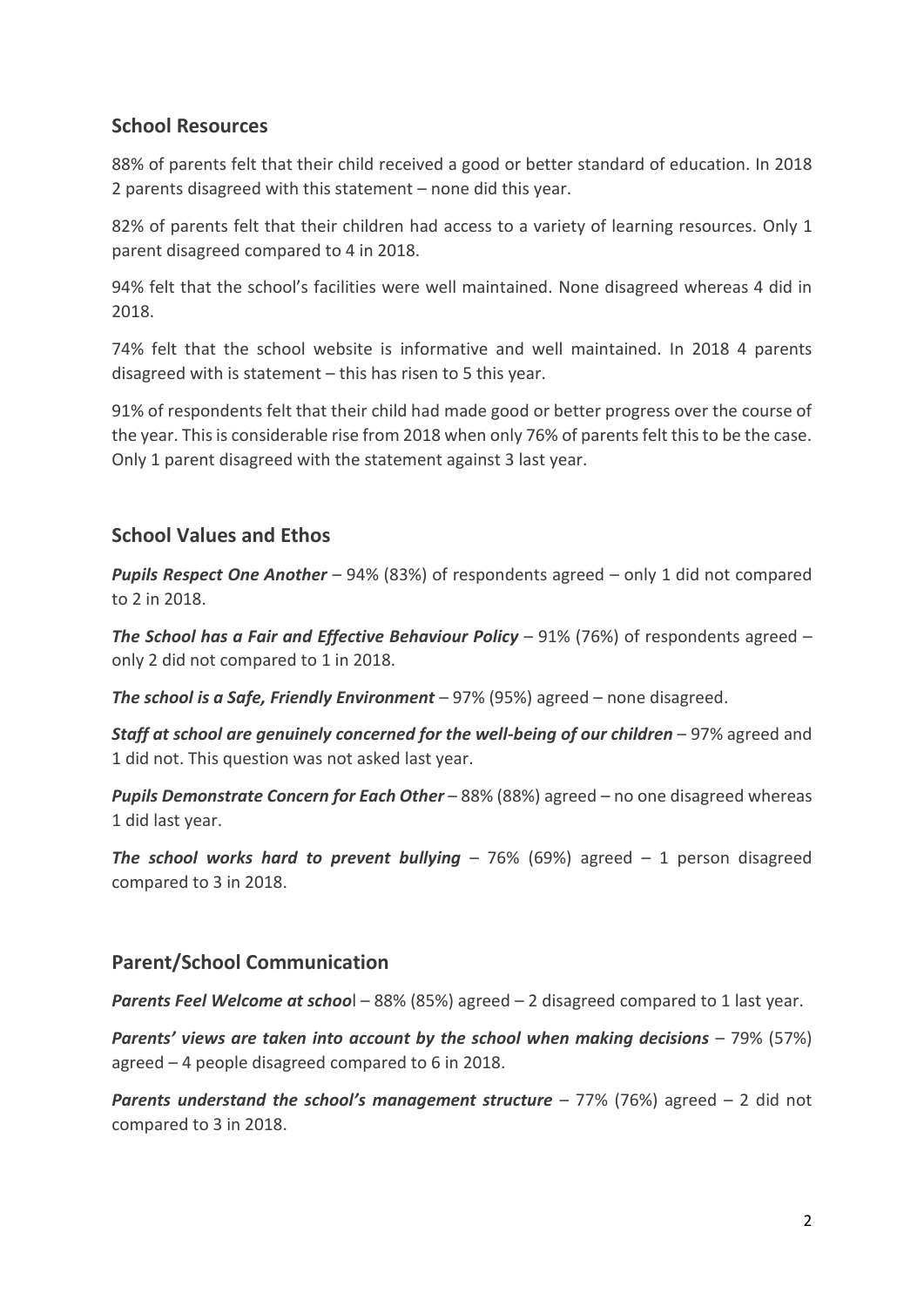## School Resources

88% of parents felt that their child received a good or better standard of education. In 2018 2 parents disagreed with this statement – none did this year.

82% of parents felt that their children had access to a variety of learning resources. Only 1 parent disagreed compared to 4 in 2018.

94% felt that the school's facilities were well maintained. None disagreed whereas 4 did in 2018.

74% felt that the school website is informative and well maintained. In 2018 4 parents disagreed with is statement – this has risen to 5 this year.

91% of respondents felt that their child had made good or better progress over the course of the year. This is considerable rise from 2018 when only 76% of parents felt this to be the case. Only 1 parent disagreed with the statement against 3 last year.

## School Values and Ethos

***Pupils Respect One Another*** – 94% (83%) of respondents agreed – only 1 did not compared to 2 in 2018.

***The School has a Fair and Effective Behaviour Policy*** – 91% (76%) of respondents agreed – only 2 did not compared to 1 in 2018.

***The school is a Safe, Friendly Environment*** – 97% (95%) agreed – none disagreed.

***Staff at school are genuinely concerned for the well-being of our children*** – 97% agreed and 1 did not. This question was not asked last year.

***Pupils Demonstrate Concern for Each Other*** – 88% (88%) agreed – no one disagreed whereas 1 did last year.

***The school works hard to prevent bullying*** – 76% (69%) agreed – 1 person disagreed compared to 3 in 2018.

## Parent/School Communication

***Parents Feel Welcome at schoo***l – 88% (85%) agreed – 2 disagreed compared to 1 last year.

***Parents' views are taken into account by the school when making decisions*** – 79% (57%) agreed – 4 people disagreed compared to 6 in 2018.

***Parents understand the school's management structure*** – 77% (76%) agreed – 2 did not compared to 3 in 2018.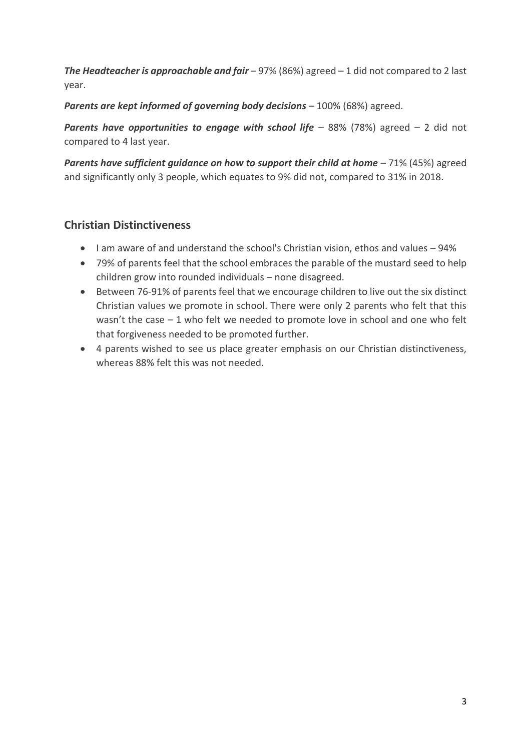***The Headteacher is approachable and fair*** – 97% (86%) agreed – 1 did not compared to 2 last year.

***Parents are kept informed of governing body decisions*** – 100% (68%) agreed.

***Parents have opportunities to engage with school life*** – 88% (78%) agreed – 2 did not compared to 4 last year.

***Parents have sufficient guidance on how to support their child at home*** – 71% (45%) agreed and significantly only 3 people, which equates to 9% did not, compared to 31% in 2018.

## Christian Distinctiveness

- I am aware of and understand the school's Christian vision, ethos and values – 94%
- 79% of parents feel that the school embraces the parable of the mustard seed to help children grow into rounded individuals – none disagreed.
- Between 76-91% of parents feel that we encourage children to live out the six distinct Christian values we promote in school. There were only 2 parents who felt that this wasn't the case – 1 who felt we needed to promote love in school and one who felt that forgiveness needed to be promoted further.
- 4 parents wished to see us place greater emphasis on our Christian distinctiveness, whereas 88% felt this was not needed.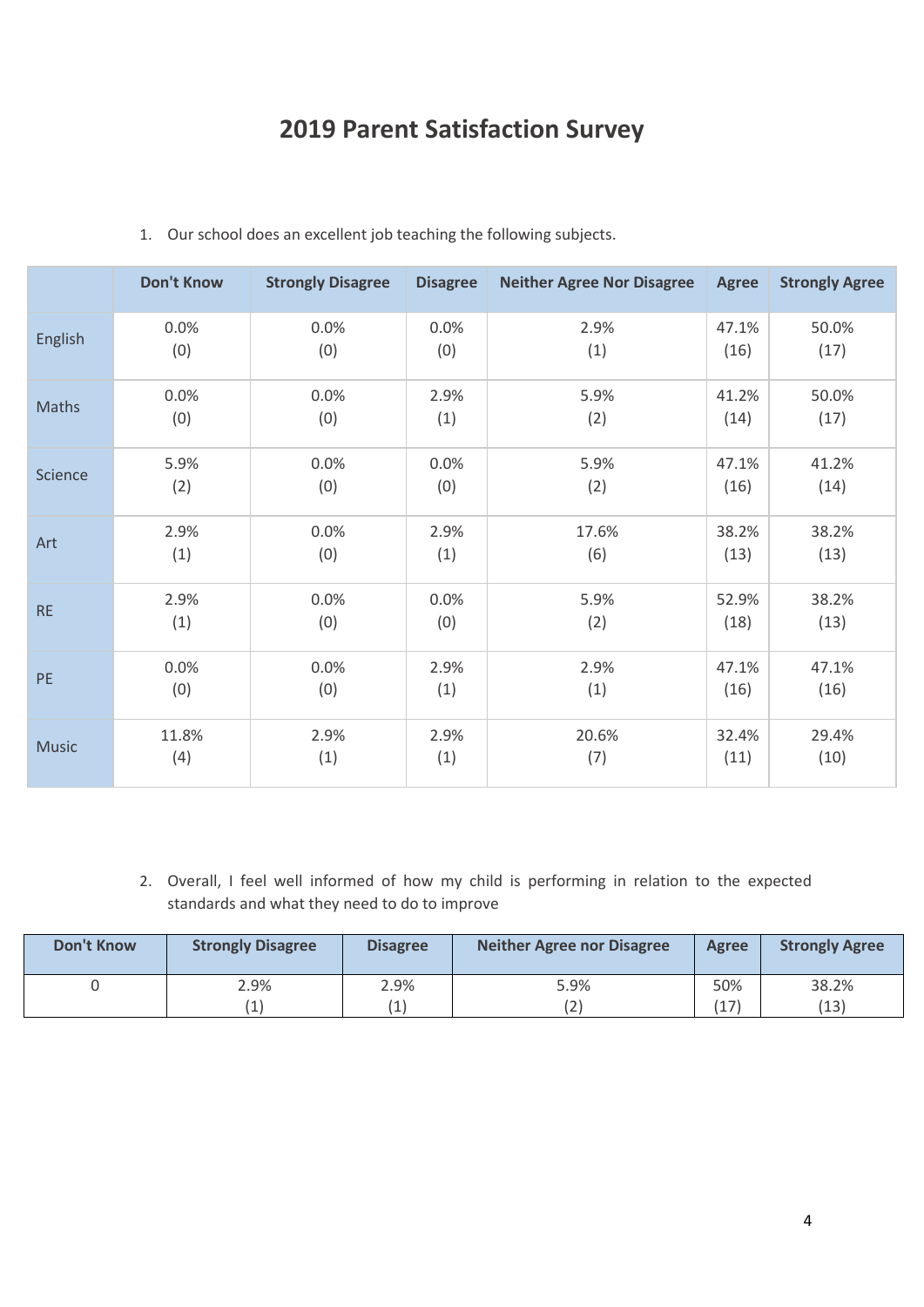# 2019 Parent Satisfaction Survey

1. Our school does an excellent job teaching the following subjects.

| | Don't Know | Strongly Disagree | Disagree | Neither Agree Nor Disagree | Agree | Strongly Agree |
|---|---|---|---|---|---|---|
| English | 0.0% (0) | 0.0% (0) | 0.0% (0) | 2.9% (1) | 47.1% (16) | 50.0% (17) |
| Maths | 0.0% (0) | 0.0% (0) | 2.9% (1) | 5.9% (2) | 41.2% (14) | 50.0% (17) |
| Science | 5.9% (2) | 0.0% (0) | 0.0% (0) | 5.9% (2) | 47.1% (16) | 41.2% (14) |
| Art | 2.9% (1) | 0.0% (0) | 2.9% (1) | 17.6% (6) | 38.2% (13) | 38.2% (13) |
| RE | 2.9% (1) | 0.0% (0) | 0.0% (0) | 5.9% (2) | 52.9% (18) | 38.2% (13) |
| PE | 0.0% (0) | 0.0% (0) | 2.9% (1) | 2.9% (1) | 47.1% (16) | 47.1% (16) |
| Music | 11.8% (4) | 2.9% (1) | 2.9% (1) | 20.6% (7) | 32.4% (11) | 29.4% (10) |

2. Overall, I feel well informed of how my child is performing in relation to the expected standards and what they need to do to improve

| Don't Know | Strongly Disagree | Disagree | Neither Agree nor Disagree | Agree | Strongly Agree |
|---|---|---|---|---|---|
| 0 | 2.9% (1) | 2.9% (1) | 5.9% (2) | 50% (17) | 38.2% (13) |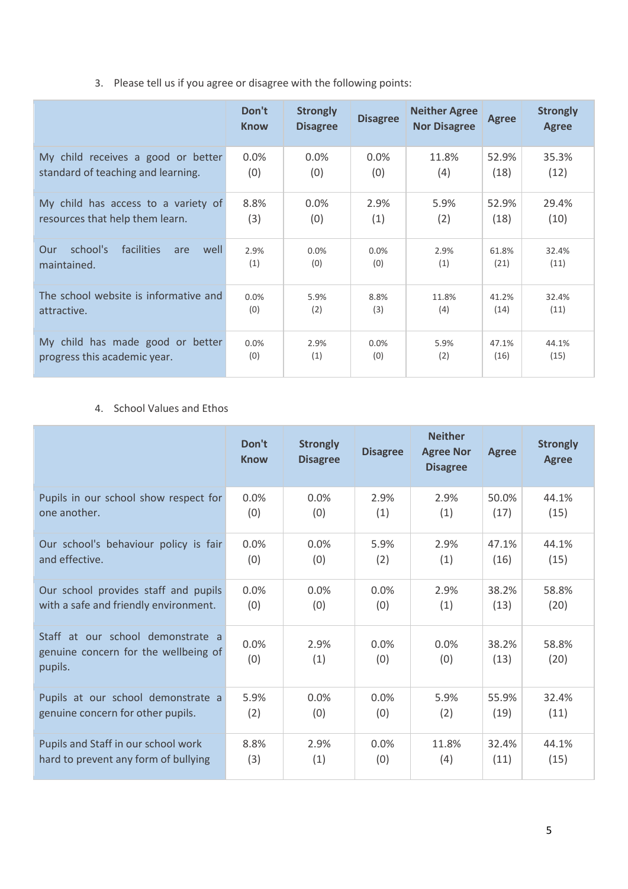3. Please tell us if you agree or disagree with the following points:

| | Don't Know | Strongly Disagree | Disagree | Neither Agree Nor Disagree | Agree | Strongly Agree |
|---|---|---|---|---|---|---|
| My child receives a good or better standard of teaching and learning. | 0.0% (0) | 0.0% (0) | 0.0% (0) | 11.8% (4) | 52.9% (18) | 35.3% (12) |
| My child has access to a variety of resources that help them learn. | 8.8% (3) | 0.0% (0) | 2.9% (1) | 5.9% (2) | 52.9% (18) | 29.4% (10) |
| Our school's facilities are well maintained. | 2.9% (1) | 0.0% (0) | 0.0% (0) | 2.9% (1) | 61.8% (21) | 32.4% (11) |
| The school website is informative and attractive. | 0.0% (0) | 5.9% (2) | 8.8% (3) | 11.8% (4) | 41.2% (14) | 32.4% (11) |
| My child has made good or better progress this academic year. | 0.0% (0) | 2.9% (1) | 0.0% (0) | 5.9% (2) | 47.1% (16) | 44.1% (15) |

4. School Values and Ethos

| | Don't Know | Strongly Disagree | Disagree | Neither Agree Nor Disagree | Agree | Strongly Agree |
|---|---|---|---|---|---|---|
| Pupils in our school show respect for one another. | 0.0% (0) | 0.0% (0) | 2.9% (1) | 2.9% (1) | 50.0% (17) | 44.1% (15) |
| Our school's behaviour policy is fair and effective. | 0.0% (0) | 0.0% (0) | 5.9% (2) | 2.9% (1) | 47.1% (16) | 44.1% (15) |
| Our school provides staff and pupils with a safe and friendly environment. | 0.0% (0) | 0.0% (0) | 0.0% (0) | 2.9% (1) | 38.2% (13) | 58.8% (20) |
| Staff at our school demonstrate a genuine concern for the wellbeing of pupils. | 0.0% (0) | 2.9% (1) | 0.0% (0) | 0.0% (0) | 38.2% (13) | 58.8% (20) |
| Pupils at our school demonstrate a genuine concern for other pupils. | 5.9% (2) | 0.0% (0) | 0.0% (0) | 5.9% (2) | 55.9% (19) | 32.4% (11) |
| Pupils and Staff in our school work hard to prevent any form of bullying | 8.8% (3) | 2.9% (1) | 0.0% (0) | 11.8% (4) | 32.4% (11) | 44.1% (15) |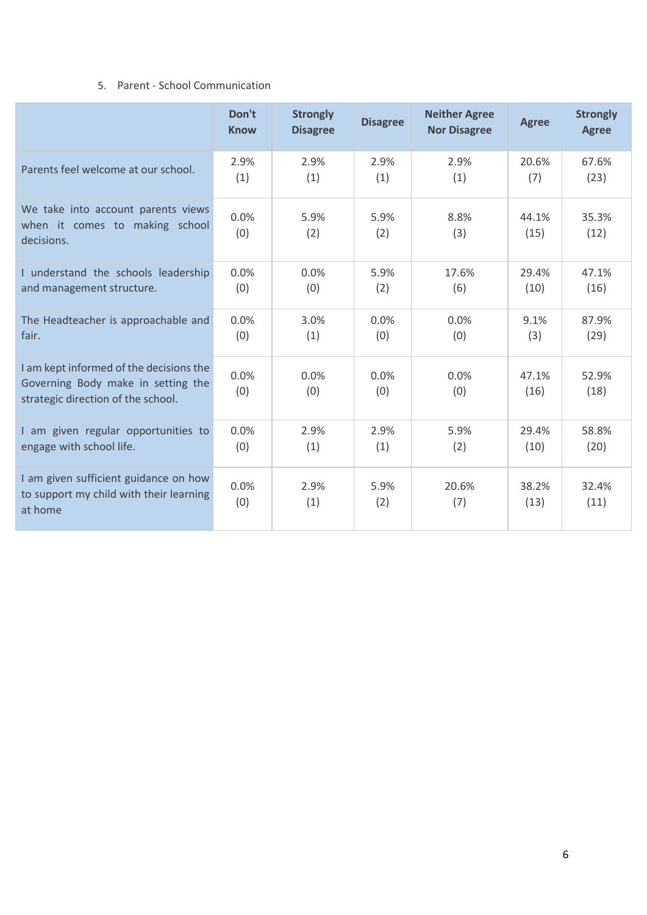5. Parent - School Communication

| | Don't Know | Strongly Disagree | Disagree | Neither Agree Nor Disagree | Agree | Strongly Agree |
|---|---|---|---|---|---|---|
| Parents feel welcome at our school. | 2.9% (1) | 2.9% (1) | 2.9% (1) | 2.9% (1) | 20.6% (7) | 67.6% (23) |
| We take into account parents views when it comes to making school decisions. | 0.0% (0) | 5.9% (2) | 5.9% (2) | 8.8% (3) | 44.1% (15) | 35.3% (12) |
| I understand the schools leadership and management structure. | 0.0% (0) | 0.0% (0) | 5.9% (2) | 17.6% (6) | 29.4% (10) | 47.1% (16) |
| The Headteacher is approachable and fair. | 0.0% (0) | 3.0% (1) | 0.0% (0) | 0.0% (0) | 9.1% (3) | 87.9% (29) |
| I am kept informed of the decisions the Governing Body make in setting the strategic direction of the school. | 0.0% (0) | 0.0% (0) | 0.0% (0) | 0.0% (0) | 47.1% (16) | 52.9% (18) |
| I am given regular opportunities to engage with school life. | 0.0% (0) | 2.9% (1) | 2.9% (1) | 5.9% (2) | 29.4% (10) | 58.8% (20) |
| I am given sufficient guidance on how to support my child with their learning at home | 0.0% (0) | 2.9% (1) | 5.9% (2) | 20.6% (7) | 38.2% (13) | 32.4% (11) |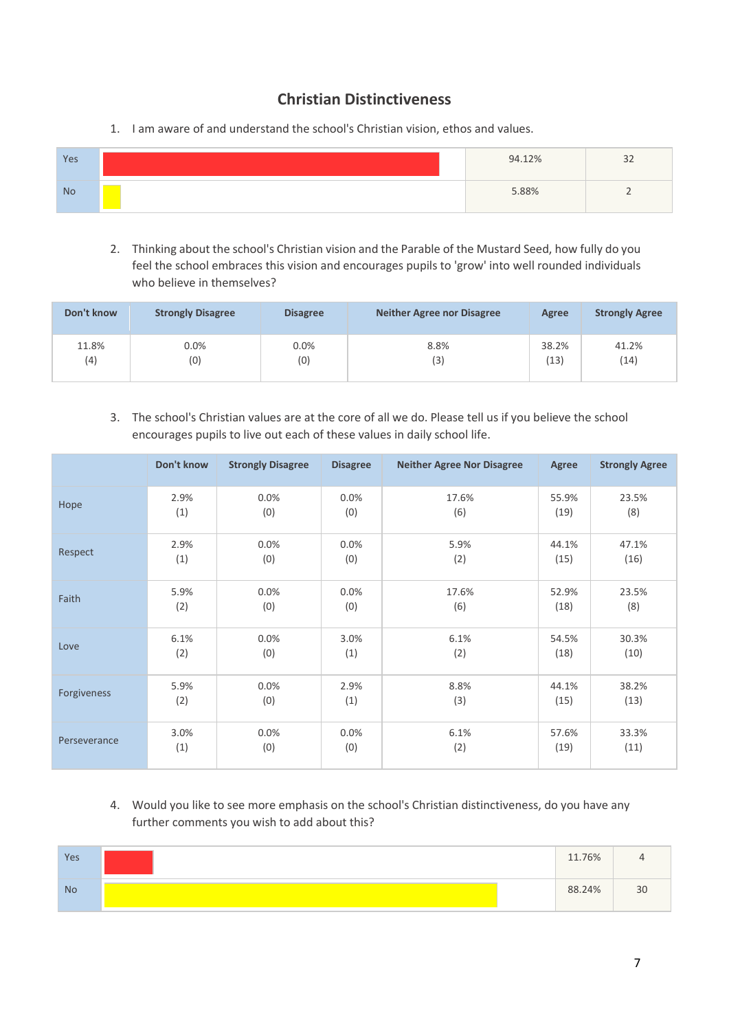## Christian Distinctiveness

1. I am aware of and understand the school's Christian vision, ethos and values.

| | | |
|---|---|---|
| Yes | 94.12% | 32 |
| No | 5.88% | 2 |

2. Thinking about the school's Christian vision and the Parable of the Mustard Seed, how fully do you feel the school embraces this vision and encourages pupils to 'grow' into well rounded individuals who believe in themselves?

| Don't know | Strongly Disagree | Disagree | Neither Agree nor Disagree | Agree | Strongly Agree |
|---|---|---|---|---|---|
| 11.8% (4) | 0.0% (0) | 0.0% (0) | 8.8% (3) | 38.2% (13) | 41.2% (14) |

3. The school's Christian values are at the core of all we do. Please tell us if you believe the school encourages pupils to live out each of these values in daily school life.

| | Don't know | Strongly Disagree | Disagree | Neither Agree Nor Disagree | Agree | Strongly Agree |
|---|---|---|---|---|---|---|
| Hope | 2.9% (1) | 0.0% (0) | 0.0% (0) | 17.6% (6) | 55.9% (19) | 23.5% (8) |
| Respect | 2.9% (1) | 0.0% (0) | 0.0% (0) | 5.9% (2) | 44.1% (15) | 47.1% (16) |
| Faith | 5.9% (2) | 0.0% (0) | 0.0% (0) | 17.6% (6) | 52.9% (18) | 23.5% (8) |
| Love | 6.1% (2) | 0.0% (0) | 3.0% (1) | 6.1% (2) | 54.5% (18) | 30.3% (10) |
| Forgiveness | 5.9% (2) | 0.0% (0) | 2.9% (1) | 8.8% (3) | 44.1% (15) | 38.2% (13) |
| Perseverance | 3.0% (1) | 0.0% (0) | 0.0% (0) | 6.1% (2) | 57.6% (19) | 33.3% (11) |

4. Would you like to see more emphasis on the school's Christian distinctiveness, do you have any further comments you wish to add about this?

| | | |
|---|---|---|
| Yes | 11.76% | 4 |
| No | 88.24% | 30 |